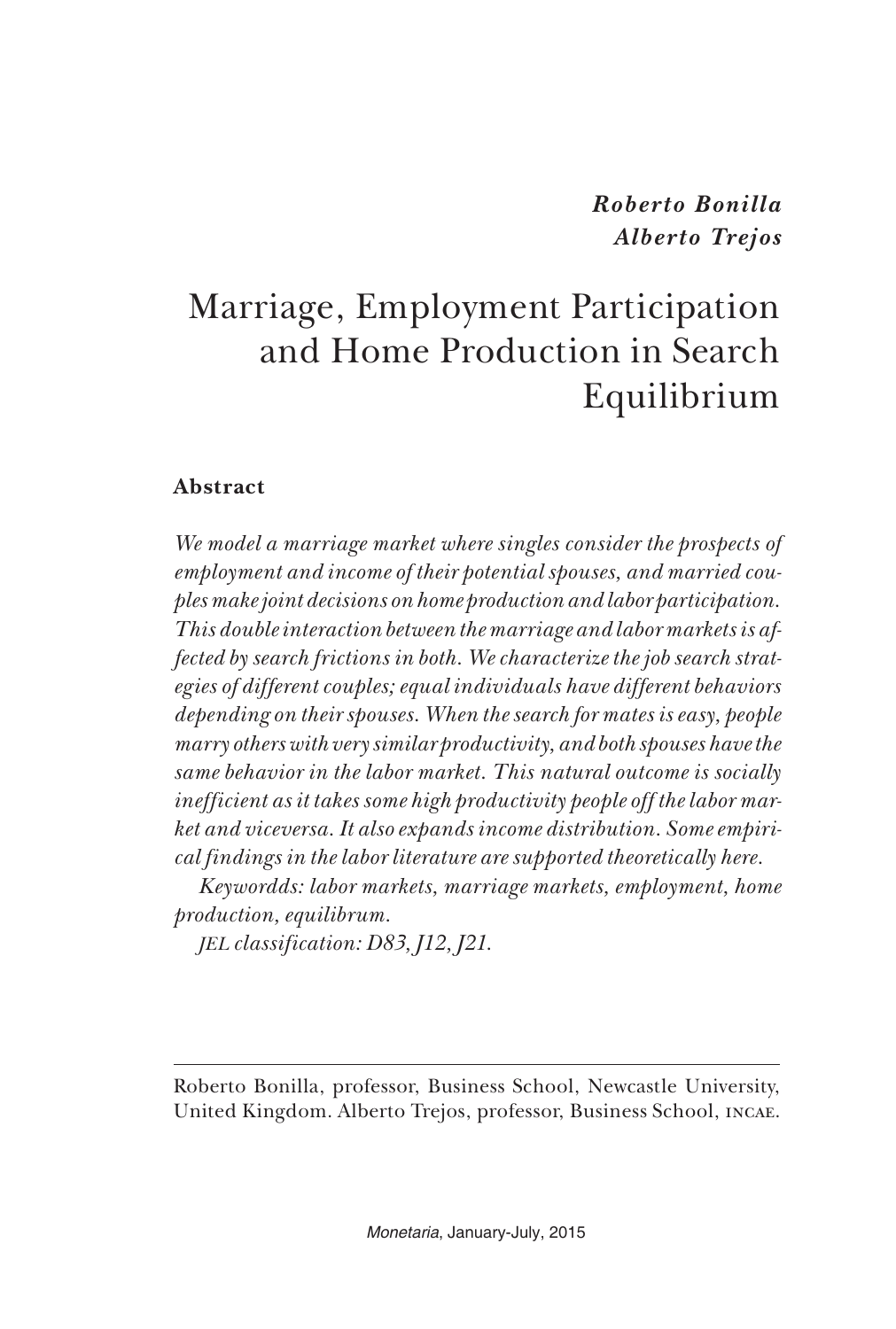***Roberto Bonilla***
***Alberto Trejos***

# Marriage, Employment Participation and Home Production in Search Equilibrium

## Abstract

*We model a marriage market where singles consider the prospects of employment and income of their potential spouses, and married couples make joint decisions on home production and labor participation. This double interaction between the marriage and labor markets is affected by search frictions in both. We characterize the job search strategies of different couples; equal individuals have different behaviors depending on their spouses. When the search for mates is easy, people marry others with very similar productivity, and both spouses have the same behavior in the labor market. This natural outcome is socially inefficient as it takes some high productivity people off the labor market and viceversa. It also expands income distribution. Some empirical findings in the labor literature are supported theoretically here.*

*Keywordds: labor markets, marriage markets, employment, home production, equilibrum.*

*JEL classification: D83, J12, J21.*

---

Roberto Bonilla, professor, Business School, Newcastle University, United Kingdom. Alberto Trejos, professor, Business School, INCAE.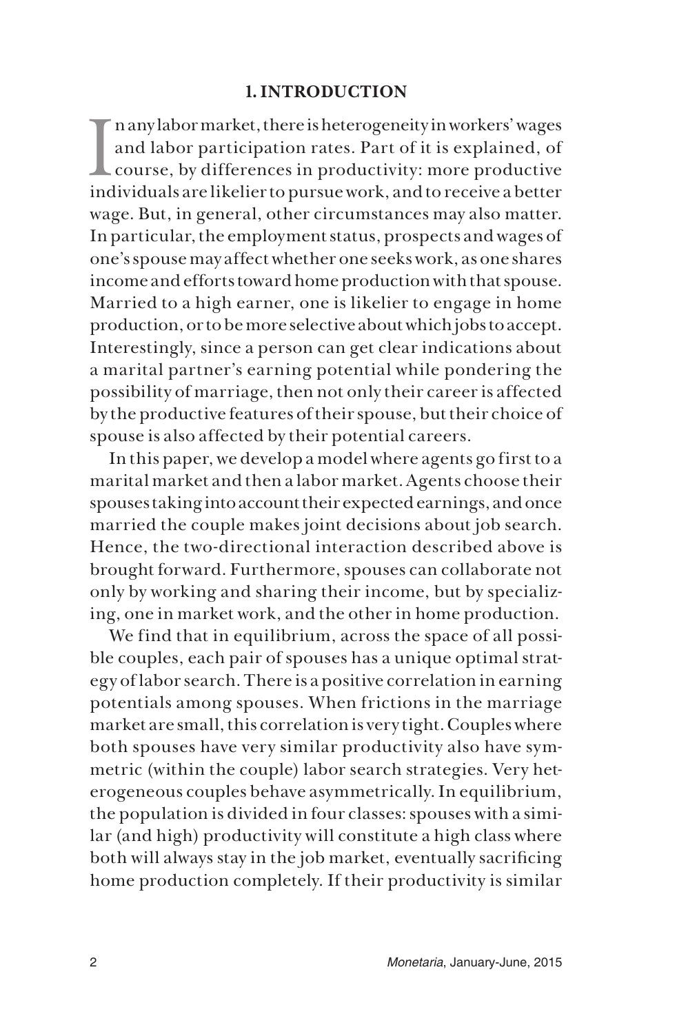## 1. INTRODUCTION

In any labor market, there is heterogeneity in workers' wages and labor participation rates. Part of it is explained, of course, by differences in productivity: more productive individuals are likelier to pursue work, and to receive a better wage. But, in general, other circumstances may also matter. In particular, the employment status, prospects and wages of one's spouse may affect whether one seeks work, as one shares income and efforts toward home production with that spouse. Married to a high earner, one is likelier to engage in home production, or to be more selective about which jobs to accept. Interestingly, since a person can get clear indications about a marital partner's earning potential while pondering the possibility of marriage, then not only their career is affected by the productive features of their spouse, but their choice of spouse is also affected by their potential careers.

In this paper, we develop a model where agents go first to a marital market and then a labor market. Agents choose their spouses taking into account their expected earnings, and once married the couple makes joint decisions about job search. Hence, the two-directional interaction described above is brought forward. Furthermore, spouses can collaborate not only by working and sharing their income, but by specializing, one in market work, and the other in home production.

We find that in equilibrium, across the space of all possible couples, each pair of spouses has a unique optimal strategy of labor search. There is a positive correlation in earning potentials among spouses. When frictions in the marriage market are small, this correlation is very tight. Couples where both spouses have very similar productivity also have symmetric (within the couple) labor search strategies. Very heterogeneous couples behave asymmetrically. In equilibrium, the population is divided in four classes: spouses with a similar (and high) productivity will constitute a high class where both will always stay in the job market, eventually sacrificing home production completely. If their productivity is similar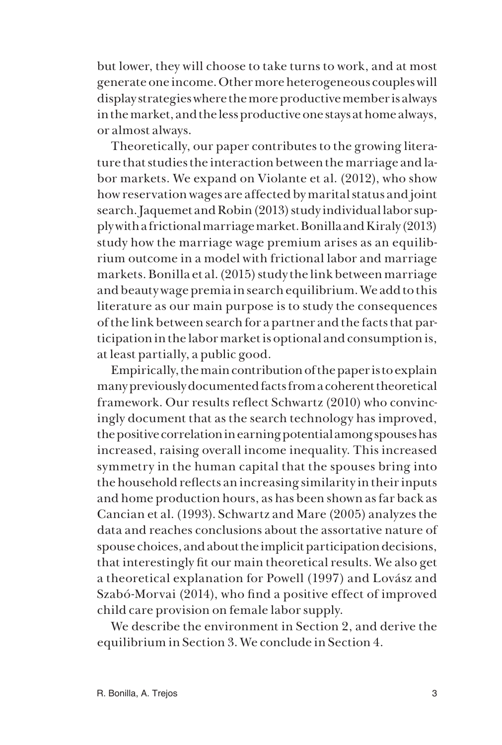but lower, they will choose to take turns to work, and at most generate one income. Other more heterogeneous couples will display strategies where the more productive member is always in the market, and the less productive one stays at home always, or almost always.

Theoretically, our paper contributes to the growing literature that studies the interaction between the marriage and labor markets. We expand on Violante et al. (2012), who show how reservation wages are affected by marital status and joint search. Jaquemet and Robin (2013) study individual labor supply with a frictional marriage market. Bonilla and Kiraly (2013) study how the marriage wage premium arises as an equilibrium outcome in a model with frictional labor and marriage markets. Bonilla et al. (2015) study the link between marriage and beauty wage premia in search equilibrium. We add to this literature as our main purpose is to study the consequences of the link between search for a partner and the facts that participation in the labor market is optional and consumption is, at least partially, a public good.

Empirically, the main contribution of the paper is to explain many previously documented facts from a coherent theoretical framework. Our results reflect Schwartz (2010) who convincingly document that as the search technology has improved, the positive correlation in earning potential among spouses has increased, raising overall income inequality. This increased symmetry in the human capital that the spouses bring into the household reflects an increasing similarity in their inputs and home production hours, as has been shown as far back as Cancian et al. (1993). Schwartz and Mare (2005) analyzes the data and reaches conclusions about the assortative nature of spouse choices, and about the implicit participation decisions, that interestingly fit our main theoretical results. We also get a theoretical explanation for Powell (1997) and Lovász and Szabó-Morvai (2014), who find a positive effect of improved child care provision on female labor supply.

We describe the environment in Section 2, and derive the equilibrium in Section 3. We conclude in Section 4.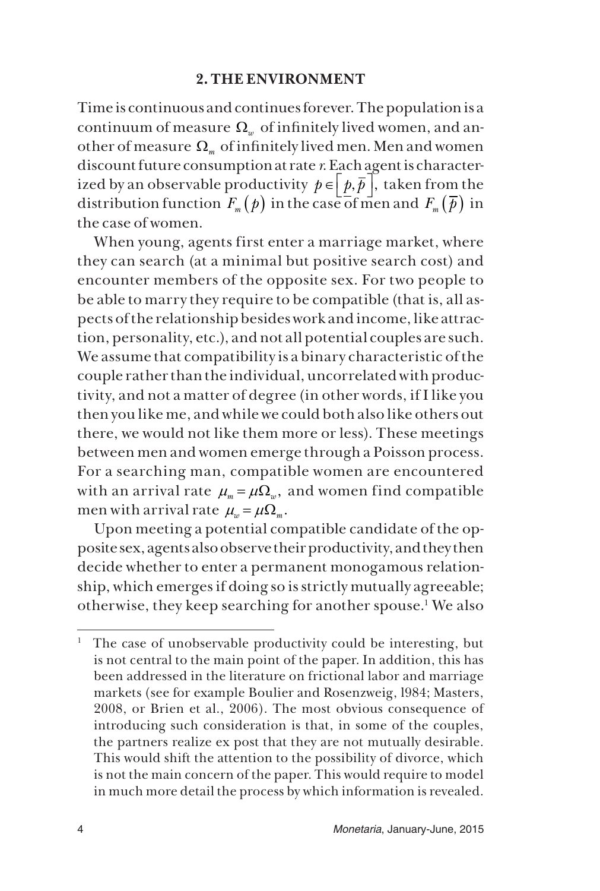## 2. THE ENVIRONMENT

Time is continuous and continues forever. The population is a continuum of measure $\Omega_w$ of infinitely lived women, and another of measure $\Omega_m$ of infinitely lived men. Men and women discount future consumption at rate *r*. Each agent is characterized by an observable productivity $p \in \left[\underline{p}, \overline{p}\right]$, taken from the distribution function $F_m(p)$ in the case of men and $F_m(\overline{p})$ in the case of women.

When young, agents first enter a marriage market, where they can search (at a minimal but positive search cost) and encounter members of the opposite sex. For two people to be able to marry they require to be compatible (that is, all aspects of the relationship besides work and income, like attraction, personality, etc.), and not all potential couples are such. We assume that compatibility is a binary characteristic of the couple rather than the individual, uncorrelated with productivity, and not a matter of degree (in other words, if I like you then you like me, and while we could both also like others out there, we would not like them more or less). These meetings between men and women emerge through a Poisson process. For a searching man, compatible women are encountered with an arrival rate $\mu_m = \mu\Omega_w$, and women find compatible men with arrival rate $\mu_w = \mu\Omega_m$.

Upon meeting a potential compatible candidate of the opposite sex, agents also observe their productivity, and they then decide whether to enter a permanent monogamous relationship, which emerges if doing so is strictly mutually agreeable; otherwise, they keep searching for another spouse.[1] We also

---

[1] The case of unobservable productivity could be interesting, but is not central to the main point of the paper. In addition, this has been addressed in the literature on frictional labor and marriage markets (see for example Boulier and Rosenzweig, 1984; Masters, 2008, or Brien et al., 2006). The most obvious consequence of introducing such consideration is that, in some of the couples, the partners realize ex post that they are not mutually desirable. This would shift the attention to the possibility of divorce, which is not the main concern of the paper. This would require to model in much more detail the process by which information is revealed.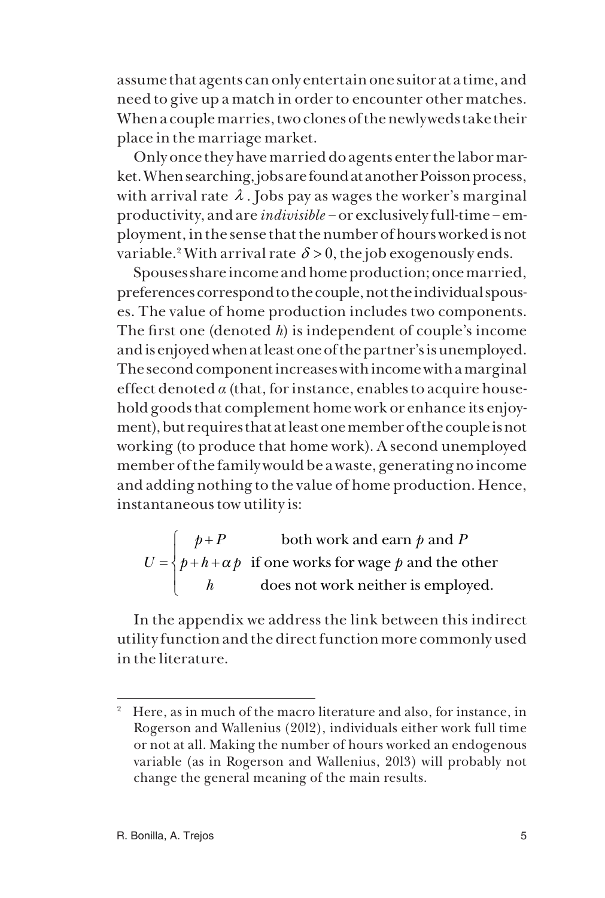assume that agents can only entertain one suitor at a time, and need to give up a match in order to encounter other matches. When a couple marries, two clones of the newlyweds take their place in the marriage market.

Only once they have married do agents enter the labor market. When searching, jobs are found at another Poisson process, with arrival rate $\lambda$. Jobs pay as wages the worker's marginal productivity, and are *indivisible* – or exclusively full-time – employment, in the sense that the number of hours worked is not variable.[2] With arrival rate $\delta > 0$, the job exogenously ends.

Spouses share income and home production; once married, preferences correspond to the couple, not the individual spouses. The value of home production includes two components. The first one (denoted $h$) is independent of couple's income and is enjoyed when at least one of the partner's is unemployed. The second component increases with income with a marginal effect denoted $\alpha$ (that, for instance, enables to acquire household goods that complement home work or enhance its enjoyment), but requires that at least one member of the couple is not working (to produce that home work). A second unemployed member of the family would be a waste, generating no income and adding nothing to the value of home production. Hence, instantaneous tow utility is:

$$U = \begin{cases} p + P & \text{both work and earn } p \text{ and } P \\ p + h + \alpha p & \text{if one works for wage } p \text{ and the other} \\ h & \text{does not work neither is employed.} \end{cases}$$

In the appendix we address the link between this indirect utility function and the direct function more commonly used in the literature.

---

[2] Here, as in much of the macro literature and also, for instance, in Rogerson and Wallenius (2012), individuals either work full time or not at all. Making the number of hours worked an endogenous variable (as in Rogerson and Wallenius, 2013) will probably not change the general meaning of the main results.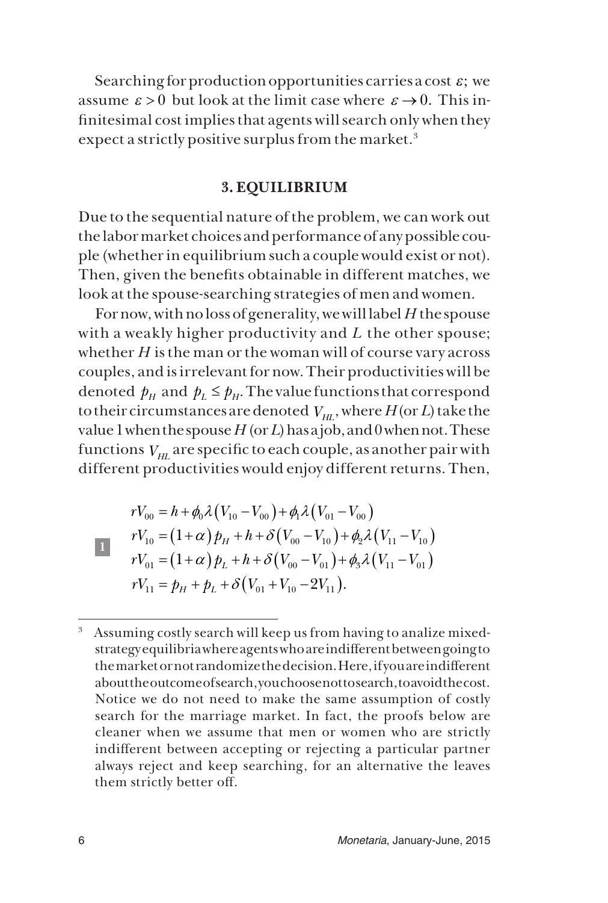Searching for production opportunities carries a cost $\varepsilon$; we assume $\varepsilon > 0$ but look at the limit case where $\varepsilon \to 0$. This infinitesimal cost implies that agents will search only when they expect a strictly positive surplus from the market.[3]

## 3. EQUILIBRIUM

Due to the sequential nature of the problem, we can work out the labor market choices and performance of any possible couple (whether in equilibrium such a couple would exist or not). Then, given the benefits obtainable in different matches, we look at the spouse-searching strategies of men and women.

For now, with no loss of generality, we will label $H$ the spouse with a weakly higher productivity and $L$ the other spouse; whether $H$ is the man or the woman will of course vary across couples, and is irrelevant for now. Their productivities will be denoted $p_H$ and $p_L \leq p_H$. The value functions that correspond to their circumstances are denoted $V_{HL}$, where $H$ (or $L$) take the value 1 when the spouse $H$ (or $L$) has a job, and 0 when not. These functions $V_{HL}$ are specific to each couple, as another pair with different productivities would enjoy different returns. Then,

$$
\begin{aligned}
rV_{00} &= h + \phi_0 \lambda \left(V_{10} - V_{00}\right) + \phi_1 \lambda \left(V_{01} - V_{00}\right) \\
rV_{10} &= \left(1+\alpha\right) p_H + h + \delta \left(V_{00} - V_{10}\right) + \phi_2 \lambda \left(V_{11} - V_{10}\right) \\
rV_{01} &= \left(1+\alpha\right) p_L + h + \delta \left(V_{00} - V_{01}\right) + \phi_3 \lambda \left(V_{11} - V_{01}\right) \\
rV_{11} &= p_H + p_L + \delta \left(V_{01} + V_{10} - 2V_{11}\right).
\end{aligned}
\tag{1}
$$

---

[3] Assuming costly search will keep us from having to analize mixed-strategy equilibria where agents who are indifferent between going to the market or not randomize the decision. Here, if you are indifferent about the outcome of search, you choose not to search, to avoid the cost. Notice we do not need to make the same assumption of costly search for the marriage market. In fact, the proofs below are cleaner when we assume that men or women who are strictly indifferent between accepting or rejecting a particular partner always reject and keep searching, for an alternative the leaves them strictly better off.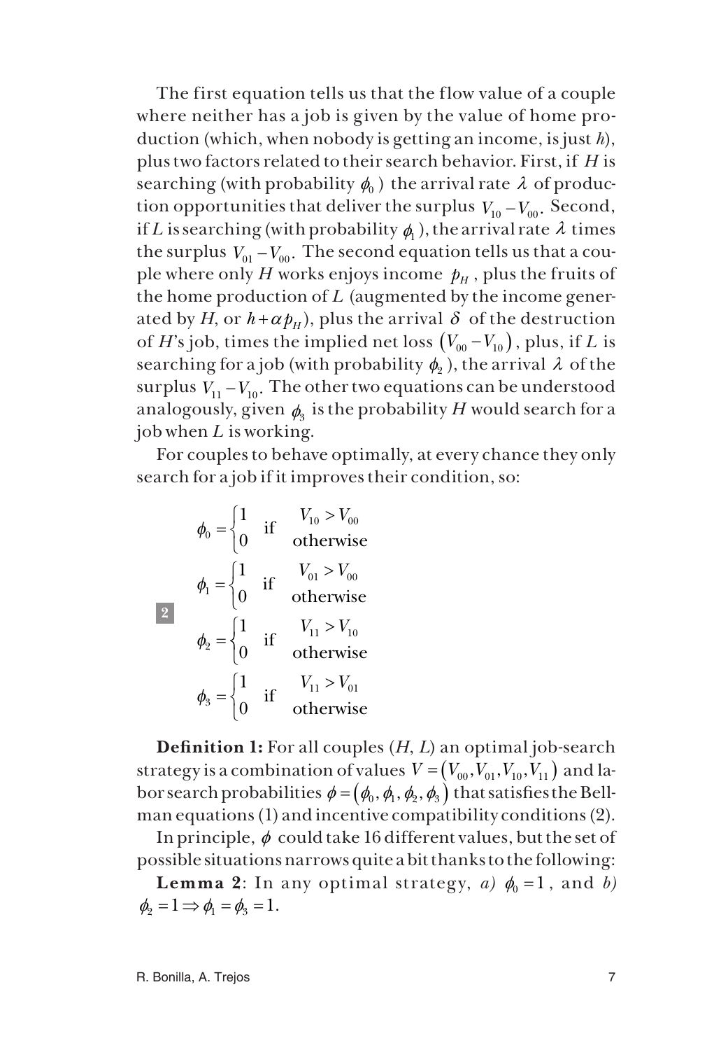The first equation tells us that the flow value of a couple where neither has a job is given by the value of home production (which, when nobody is getting an income, is just $h$), plus two factors related to their search behavior. First, if $H$ is searching (with probability $\phi_0$) the arrival rate $\lambda$ of production opportunities that deliver the surplus $V_{10} - V_{00}$. Second, if $L$ is searching (with probability $\phi_1$), the arrival rate $\lambda$ times the surplus $V_{01} - V_{00}$. The second equation tells us that a couple where only $H$ works enjoys income $p_H$, plus the fruits of the home production of $L$ (augmented by the income generated by $H$, or $h + \alpha p_H$), plus the arrival $\delta$ of the destruction of $H$'s job, times the implied net loss $(V_{00} - V_{10})$, plus, if $L$ is searching for a job (with probability $\phi_2$), the arrival $\lambda$ of the surplus $V_{11} - V_{10}$. The other two equations can be understood analogously, given $\phi_3$ is the probability $H$ would search for a job when $L$ is working.

For couples to behave optimally, at every chance they only search for a job if it improves their condition, so:

$$
\phi_0 = \begin{cases} 1 & \text{if} \quad V_{10} > V_{00} \\ 0 & \quad \text{otherwise} \end{cases}
$$

$$
\phi_1 = \begin{cases} 1 & \text{if} \quad V_{01} > V_{00} \\ 0 & \quad \text{otherwise} \end{cases}
$$

$$
\phi_2 = \begin{cases} 1 & \text{if} \quad V_{11} > V_{10} \\ 0 & \quad \text{otherwise} \end{cases} \tag{2}
$$

$$
\phi_3 = \begin{cases} 1 & \text{if} \quad V_{11} > V_{01} \\ 0 & \quad \text{otherwise} \end{cases}
$$

**Definition 1:** For all couples ($H$, $L$) an optimal job-search strategy is a combination of values $V = (V_{00}, V_{01}, V_{10}, V_{11})$ and labor search probabilities $\phi = (\phi_0, \phi_1, \phi_2, \phi_3)$ that satisfies the Bellman equations (1) and incentive compatibility conditions (2).

In principle, $\phi$ could take 16 different values, but the set of possible situations narrows quite a bit thanks to the following:

**Lemma 2**: In any optimal strategy, *a)* $\phi_0 = 1$, and *b)* $\phi_2 = 1 \Rightarrow \phi_1 = \phi_3 = 1$.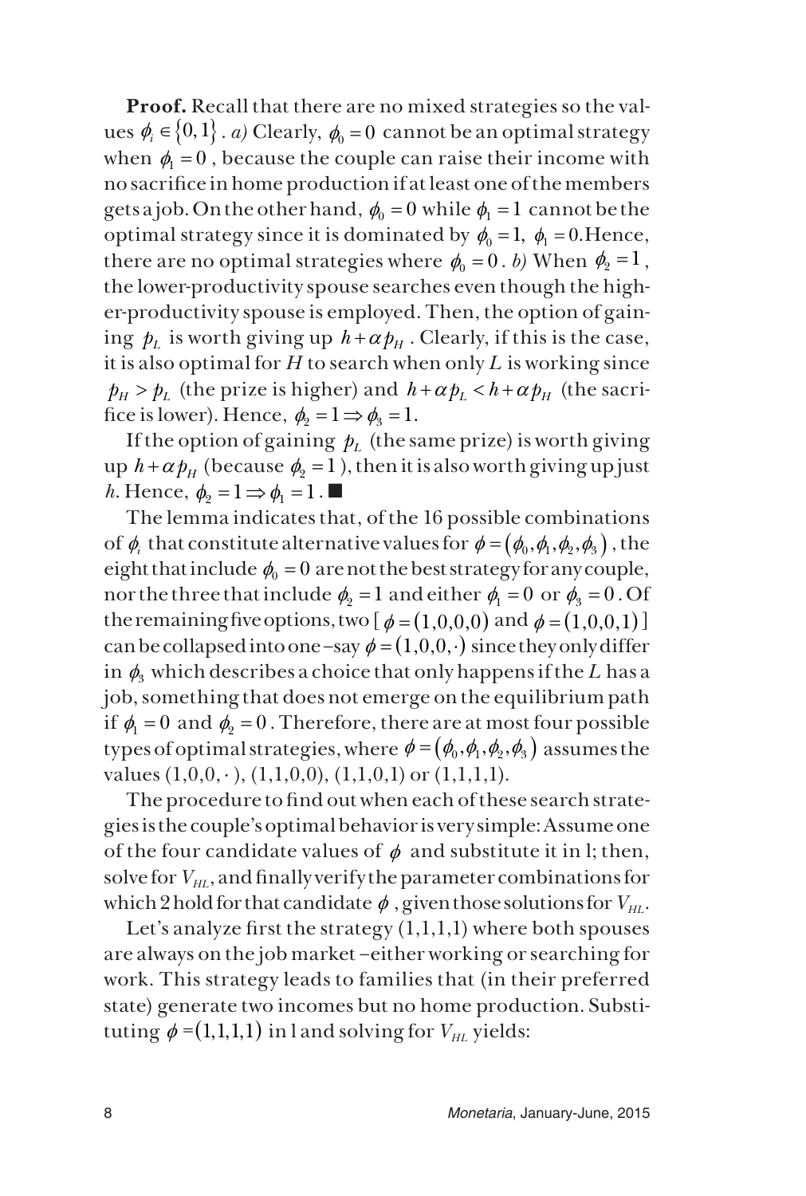**Proof.** Recall that there are no mixed strategies so the values $\phi_i \in \{0,1\}$. *a)* Clearly, $\phi_0 = 0$ cannot be an optimal strategy when $\phi_1 = 0$, because the couple can raise their income with no sacrifice in home production if at least one of the members gets a job. On the other hand, $\phi_0 = 0$ while $\phi_1 = 1$ cannot be the optimal strategy since it is dominated by $\phi_0 = 1,\ \phi_1 = 0$. Hence, there are no optimal strategies where $\phi_0 = 0$. *b)* When $\phi_2 = 1$, the lower-productivity spouse searches even though the higher-productivity spouse is employed. Then, the option of gaining $p_L$ is worth giving up $h + \alpha p_H$. Clearly, if this is the case, it is also optimal for *H* to search when only *L* is working since $p_H > p_L$ (the prize is higher) and $h + \alpha p_L < h + \alpha p_H$ (the sacrifice is lower). Hence, $\phi_2 = 1 \Rightarrow \phi_3 = 1$.

If the option of gaining $p_L$ (the same prize) is worth giving up $h + \alpha p_H$ (because $\phi_2 = 1$), then it is also worth giving up just *h*. Hence, $\phi_2 = 1 \Rightarrow \phi_1 = 1$. ■

The lemma indicates that, of the 16 possible combinations of $\phi_i$ that constitute alternative values for $\phi = (\phi_0, \phi_1, \phi_2, \phi_3)$, the eight that include $\phi_0 = 0$ are not the best strategy for any couple, nor the three that include $\phi_2 = 1$ and either $\phi_1 = 0$ or $\phi_3 = 0$. Of the remaining five options, two [$\phi = (1,0,0,0)$ and $\phi = (1,0,0,1)$] can be collapsed into one –say $\phi = (1,0,0,\cdot)$ since they only differ in $\phi_3$ which describes a choice that only happens if the *L* has a job, something that does not emerge on the equilibrium path if $\phi_1 = 0$ and $\phi_2 = 0$. Therefore, there are at most four possible types of optimal strategies, where $\phi = (\phi_0, \phi_1, \phi_2, \phi_3)$ assumes the values $(1,0,0,\cdot)$, $(1,1,0,0)$, $(1,1,0,1)$ or $(1,1,1,1)$.

The procedure to find out when each of these search strategies is the couple's optimal behavior is very simple: Assume one of the four candidate values of $\phi$ and substitute it in 1; then, solve for $V_{HL}$, and finally verify the parameter combinations for which 2 hold for that candidate $\phi$, given those solutions for $V_{HL}$.

Let's analyze first the strategy $(1,1,1,1)$ where both spouses are always on the job market –either working or searching for work. This strategy leads to families that (in their preferred state) generate two incomes but no home production. Substituting $\phi = (1,1,1,1)$ in 1 and solving for $V_{HL}$ yields: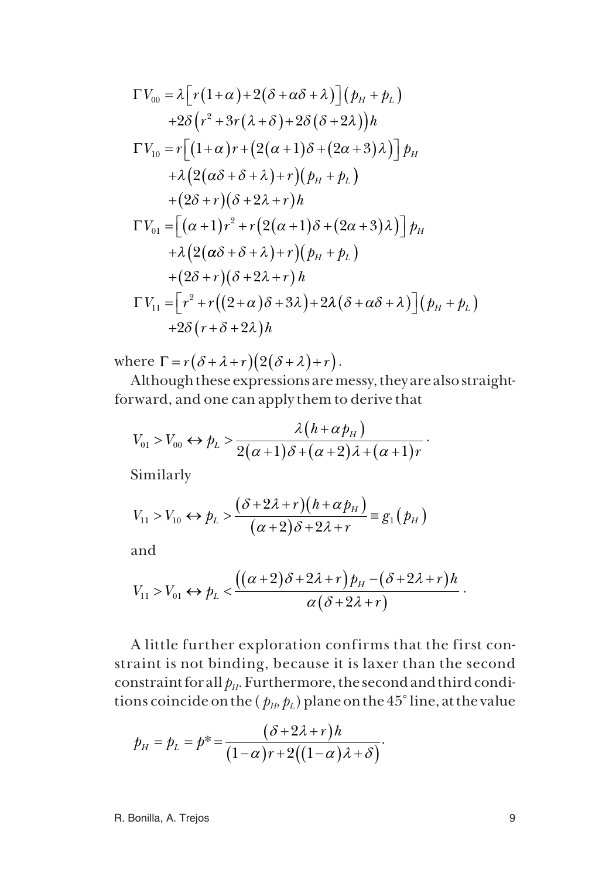$$
\begin{aligned}
\Gamma V_{00} &= \lambda\left[r(1+\alpha)+2(\delta+\alpha\delta+\lambda)\right](p_H+p_L) \\
&\quad +2\delta\left(r^2+3r(\lambda+\delta)+2\delta(\delta+2\lambda)\right)h \\
\Gamma V_{10} &= r\left[(1+\alpha)r+\left(2(\alpha+1)\delta+(2\alpha+3)\lambda\right)\right]p_H \\
&\quad +\lambda\left(2(\alpha\delta+\delta+\lambda)+r\right)(p_H+p_L) \\
&\quad +(2\delta+r)(\delta+2\lambda+r)h \\
\Gamma V_{01} &= \left[(\alpha+1)r^2+r\left(2(\alpha+1)\delta+(2\alpha+3)\lambda\right)\right]p_H \\
&\quad +\lambda\left(2(\alpha\delta+\delta+\lambda)+r\right)(p_H+p_L) \\
&\quad +(2\delta+r)(\delta+2\lambda+r)\,h \\
\Gamma V_{11} &= \left[r^2+r\left((2+\alpha)\delta+3\lambda\right)+2\lambda(\delta+\alpha\delta+\lambda)\right](p_H+p_L) \\
&\quad +2\delta(r+\delta+2\lambda)h
\end{aligned}
$$

where $\Gamma = r(\delta+\lambda+r)\left(2(\delta+\lambda)+r\right)$.

Although these expressions are messy, they are also straightforward, and one can apply them to derive that

$$
V_{01} > V_{00} \leftrightarrow p_L > \frac{\lambda(h+\alpha p_H)}{2(\alpha+1)\delta+(\alpha+2)\lambda+(\alpha+1)r}.
$$

Similarly

$$
V_{11} > V_{10} \leftrightarrow p_L > \frac{(\delta+2\lambda+r)(h+\alpha p_H)}{(\alpha+2)\delta+2\lambda+r} \equiv g_1(p_H)
$$

and

$$
V_{11} > V_{01} \leftrightarrow p_L < \frac{\left((\alpha+2)\delta+2\lambda+r\right)p_H-(\delta+2\lambda+r)h}{\alpha(\delta+2\lambda+r)}.
$$

A little further exploration confirms that the first constraint is not binding, because it is laxer than the second constraint for all $p_H$. Furthermore, the second and third conditions coincide on the $(p_H, p_L)$ plane on the 45° line, at the value

$$
p_H = p_L = p^* = \frac{(\delta+2\lambda+r)h}{(1-\alpha)r+2\left((1-\alpha)\lambda+\delta\right)}.
$$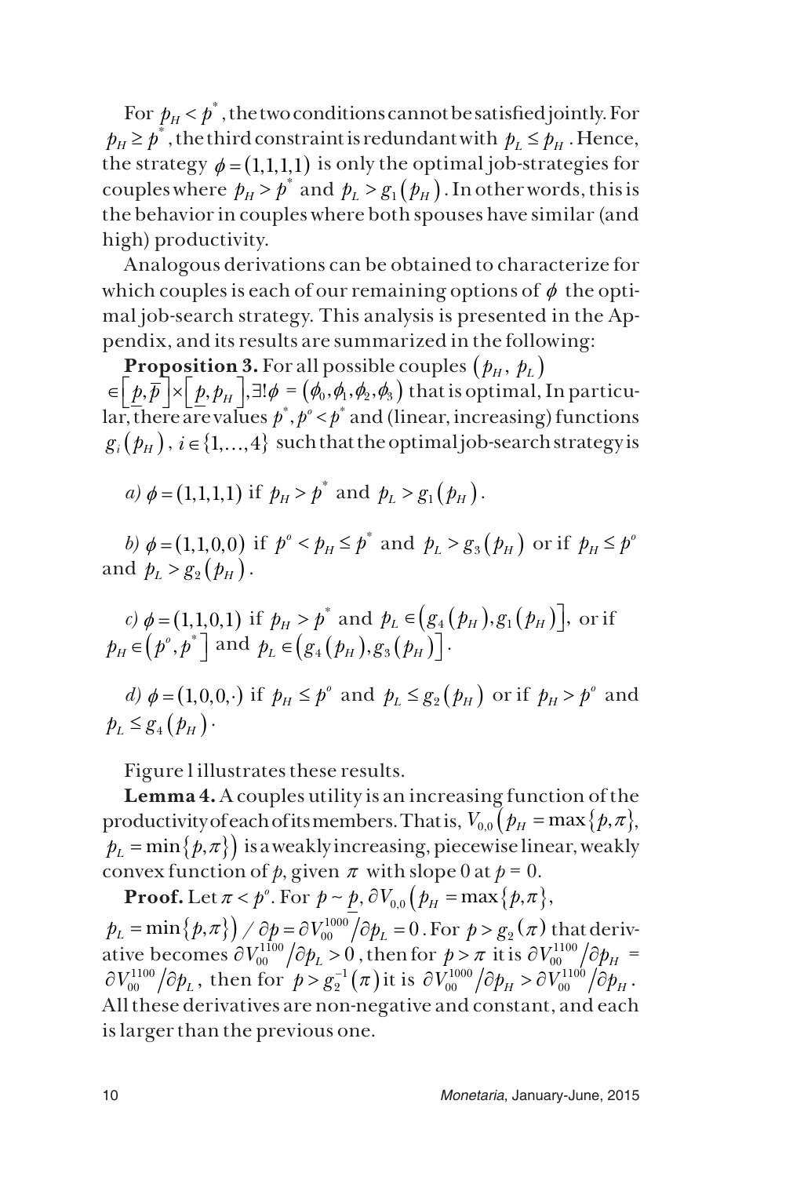For $p_H < p^*$, the two conditions cannot be satisfied jointly. For $p_H \geq p^*$, the third constraint is redundant with $p_L \leq p_H$. Hence, the strategy $\phi = (1,1,1,1)$ is only the optimal job-strategies for couples where $p_H > p^*$ and $p_L > g_1(p_H)$. In other words, this is the behavior in couples where both spouses have similar (and high) productivity.

Analogous derivations can be obtained to characterize for which couples is each of our remaining options of $\phi$ the optimal job-search strategy. This analysis is presented in the Appendix, and its results are summarized in the following:

**Proposition 3.** For all possible couples $(p_H, p_L) \in \left[\underline{p}, \overline{p}\right] \times \left[\underline{p}, p_H\right], \exists! \phi = (\phi_0, \phi_1, \phi_2, \phi_3)$ that is optimal, In particular, there are values $p^*, p^o < p^*$ and (linear, increasing) functions $g_i(p_H)$, $i \in \{1, \ldots, 4\}$ such that the optimal job-search strategy is

*a)* $\phi = (1,1,1,1)$ if $p_H > p^*$ and $p_L > g_1(p_H)$.

*b)* $\phi = (1,1,0,0)$ if $p^o < p_H \leq p^*$ and $p_L > g_3(p_H)$ or if $p_H \leq p^o$ and $p_L > g_2(p_H)$.

*c)* $\phi = (1,1,0,1)$ if $p_H > p^*$ and $p_L \in \left(g_4(p_H), g_1(p_H)\right]$, or if $p_H \in \left(p^o, p^*\right]$ and $p_L \in \left(g_4(p_H), g_3(p_H)\right]$.

*d)* $\phi = (1,0,0,\cdot)$ if $p_H \leq p^o$ and $p_L \leq g_2(p_H)$ or if $p_H > p^o$ and $p_L \leq g_4(p_H)$.

Figure 1 illustrates these results.

**Lemma 4.** A couples utility is an increasing function of the productivity of each of its members. That is, $V_{0,0}\left(p_H = \max\{p, \pi\}, p_L = \min\{p, \pi\}\right)$ is a weakly increasing, piecewise linear, weakly convex function of $p$, given $\pi$ with slope 0 at $p = 0$.

**Proof.** Let $\pi < p^o$. For $p \sim \underline{p}$, $\partial V_{0,0}\left(p_H = \max\{p, \pi\}, p_L = \min\{p, \pi\}\right) / \partial p = \partial V_{00}^{1000} / \partial p_L = 0$. For $p > g_2(\pi)$ that derivative becomes $\partial V_{00}^{1100} / \partial p_L > 0$, then for $p > \pi$ it is $\partial V_{00}^{1100} / \partial p_H = \partial V_{00}^{1100} / \partial p_L$, then for $p > g_2^{-1}(\pi)$ it is $\partial V_{00}^{1000} / \partial p_H > \partial V_{00}^{1100} / \partial p_H$. All these derivatives are non-negative and constant, and each is larger than the previous one.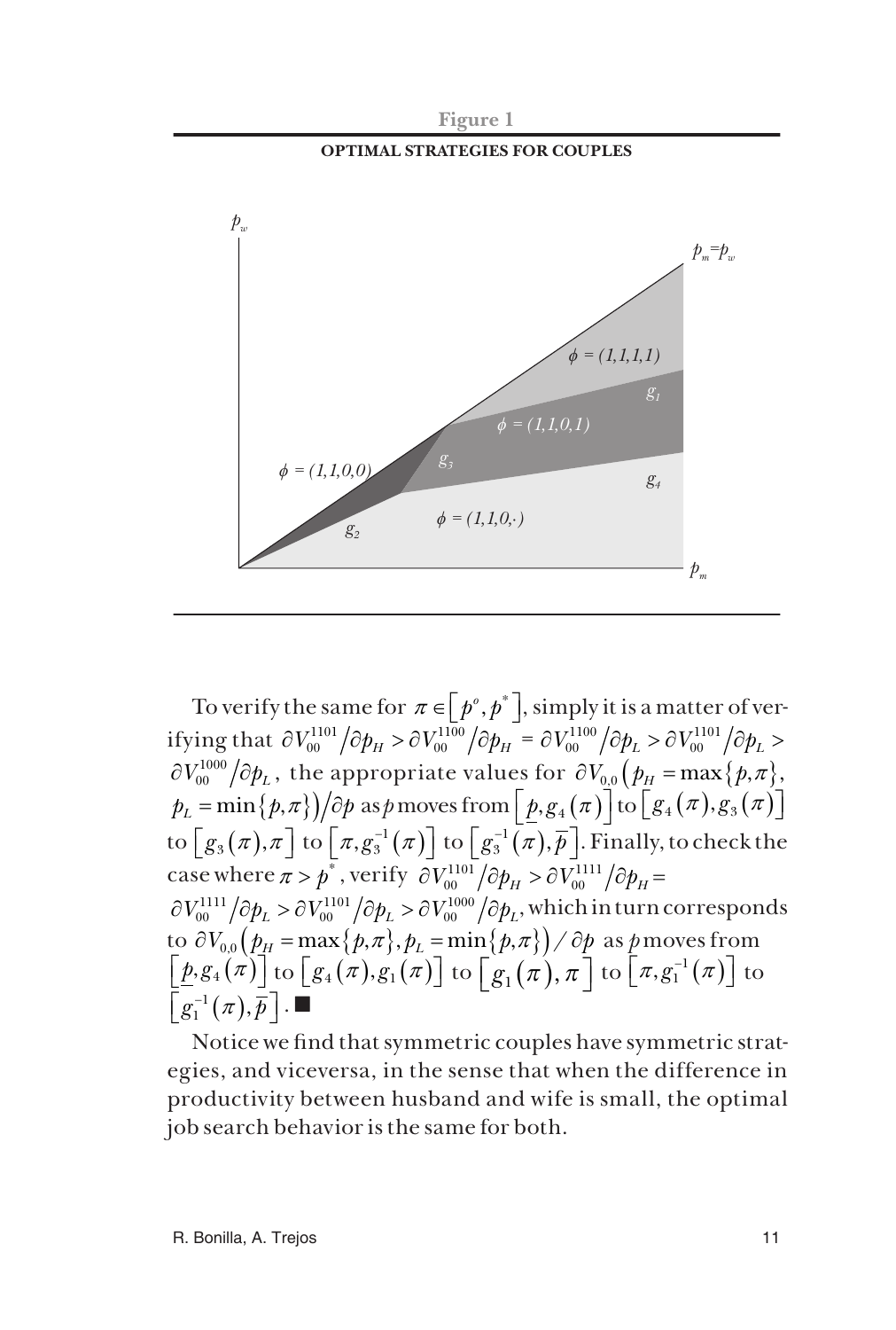**Figure 1**

**OPTIMAL STRATEGIES FOR COUPLES**

To verify the same for $\pi \in \left[p^{o}, p^{*}\right]$, simply it is a matter of verifying that $\partial V_{00}^{1101}/\partial p_H > \partial V_{00}^{1100}/\partial p_H = \partial V_{00}^{1100}/\partial p_L > \partial V_{00}^{1101}/\partial p_L > \partial V_{00}^{1000}/\partial p_L$, the appropriate values for $\partial V_{0,0}\left(p_H = \max\{p,\pi\}, p_L = \min\{p,\pi\}\right)/\partial p$ as $p$ moves from $\left[\underline{p}, g_4(\pi)\right]$ to $\left[g_4(\pi), g_3(\pi)\right]$ to $\left[g_3(\pi), \pi\right]$ to $\left[\pi, g_3^{-1}(\pi)\right]$ to $\left[g_3^{-1}(\pi), \overline{p}\right]$. Finally, to check the case where $\pi > p^{*}$, verify $\partial V_{00}^{1101}/\partial p_H > \partial V_{00}^{1111}/\partial p_H = \partial V_{00}^{1111}/\partial p_L > \partial V_{00}^{1101}/\partial p_L > \partial V_{00}^{1000}/\partial p_L$, which in turn corresponds to $\partial V_{0,0}\left(p_H = \max\{p,\pi\}, p_L = \min\{p,\pi\}\right)/\partial p$ as $p$ moves from $\left[\underline{p}, g_4(\pi)\right]$ to $\left[g_4(\pi), g_1(\pi)\right]$ to $\left[g_1(\pi), \pi\right]$ to $\left[\pi, g_1^{-1}(\pi)\right]$ to $\left[g_1^{-1}(\pi), \overline{p}\right]$. ■

Notice we find that symmetric couples have symmetric strategies, and viceversa, in the sense that when the difference in productivity between husband and wife is small, the optimal job search behavior is the same for both.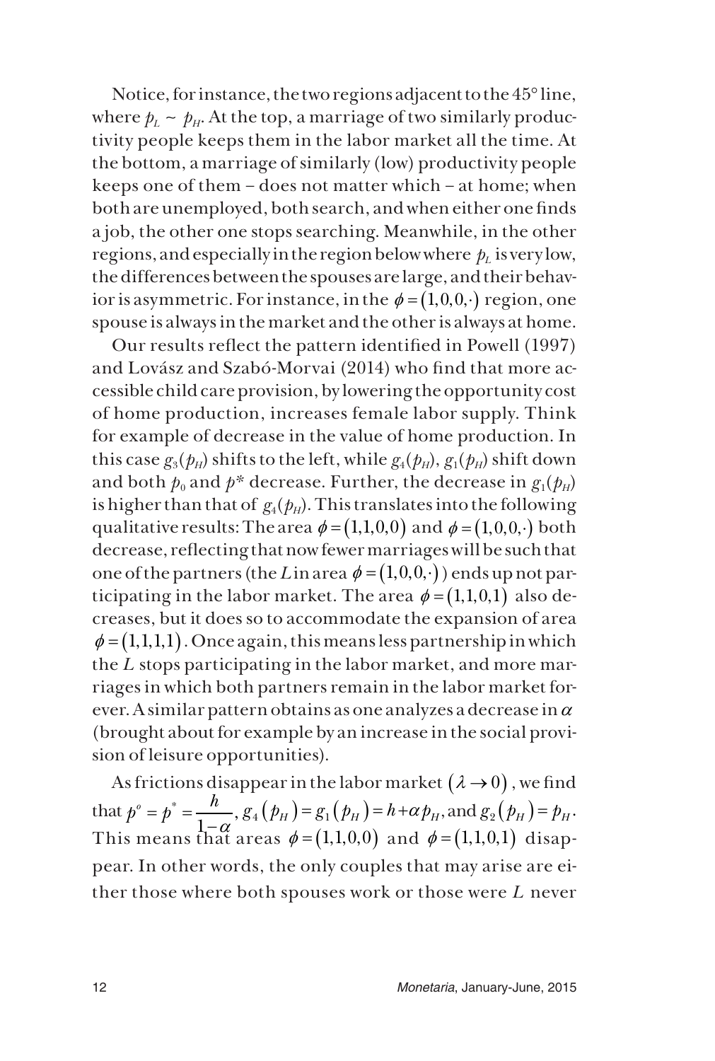Notice, for instance, the two regions adjacent to the 45° line, where $p_L \sim p_H$. At the top, a marriage of two similarly productivity people keeps them in the labor market all the time. At the bottom, a marriage of similarly (low) productivity people keeps one of them – does not matter which – at home; when both are unemployed, both search, and when either one finds a job, the other one stops searching. Meanwhile, in the other regions, and especially in the region below where $p_L$ is very low, the differences between the spouses are large, and their behavior is asymmetric. For instance, in the $\phi = (1,0,0,\cdot)$ region, one spouse is always in the market and the other is always at home.

Our results reflect the pattern identified in Powell (1997) and Lovász and Szabó-Morvai (2014) who find that more accessible child care provision, by lowering the opportunity cost of home production, increases female labor supply. Think for example of decrease in the value of home production. In this case $g_3(p_H)$ shifts to the left, while $g_4(p_H)$, $g_1(p_H)$ shift down and both $p_0$ and $p^*$ decrease. Further, the decrease in $g_1(p_H)$ is higher than that of $g_4(p_H)$. This translates into the following qualitative results: The area $\phi = (1,1,0,0)$ and $\phi = (1,0,0,\cdot)$ both decrease, reflecting that now fewer marriages will be such that one of the partners (the $L$ in area $\phi = (1,0,0,\cdot)$) ends up not participating in the labor market. The area $\phi = (1,1,0,1)$ also decreases, but it does so to accommodate the expansion of area $\phi = (1,1,1,1)$. Once again, this means less partnership in which the $L$ stops participating in the labor market, and more marriages in which both partners remain in the labor market forever. A similar pattern obtains as one analyzes a decrease in $\alpha$ (brought about for example by an increase in the social provision of leisure opportunities).

As frictions disappear in the labor market $(\lambda \to 0)$, we find that $p^o = p^* = \dfrac{h}{1-\alpha}$, $g_4(p_H) = g_1(p_H) = h + \alpha p_H$, and $g_2(p_H) = p_H$. This means that areas $\phi = (1,1,0,0)$ and $\phi = (1,1,0,1)$ disappear. In other words, the only couples that may arise are either those where both spouses work or those were $L$ never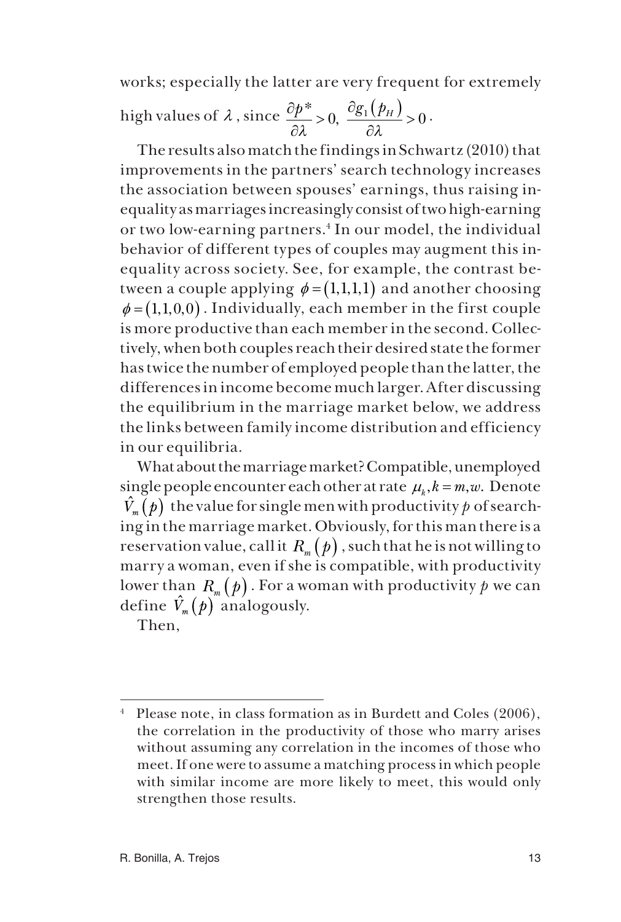works; especially the latter are very frequent for extremely high values of $\lambda$, since $\frac{\partial p^*}{\partial \lambda} > 0,\ \frac{\partial g_1(p_H)}{\partial \lambda} > 0$.

The results also match the findings in Schwartz (2010) that improvements in the partners' search technology increases the association between spouses' earnings, thus raising inequality as marriages increasingly consist of two high-earning or two low-earning partners.[4] In our model, the individual behavior of different types of couples may augment this inequality across society. See, for example, the contrast between a couple applying $\phi = (1,1,1,1)$ and another choosing $\phi = (1,1,0,0)$. Individually, each member in the first couple is more productive than each member in the second. Collectively, when both couples reach their desired state the former has twice the number of employed people than the latter, the differences in income become much larger. After discussing the equilibrium in the marriage market below, we address the links between family income distribution and efficiency in our equilibria.

What about the marriage market? Compatible, unemployed single people encounter each other at rate $\mu_k, k = m, w.$ Denote $\hat{V}_m(p)$ the value for single men with productivity $p$ of searching in the marriage market. Obviously, for this man there is a reservation value, call it $R_m(p)$, such that he is not willing to marry a woman, even if she is compatible, with productivity lower than $R_m(p)$. For a woman with productivity $p$ we can define $\hat{V}_m(p)$ analogously.

Then,

---

[4] Please note, in class formation as in Burdett and Coles (2006), the correlation in the productivity of those who marry arises without assuming any correlation in the incomes of those who meet. If one were to assume a matching process in which people with similar income are more likely to meet, this would only strengthen those results.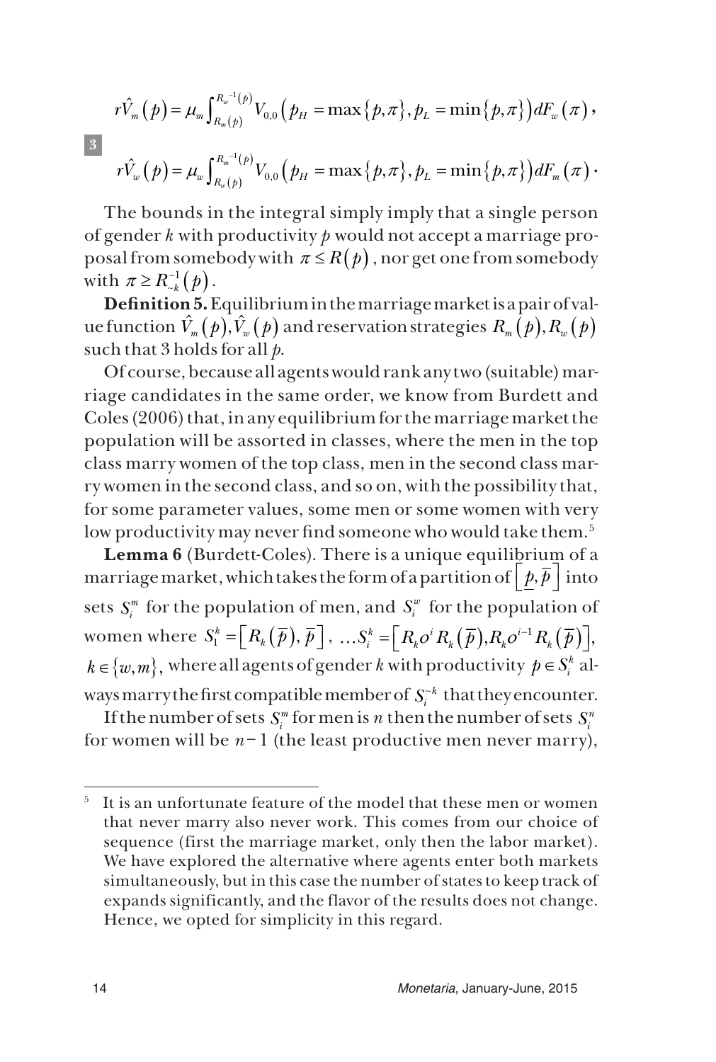$$r\hat{V}_m(p) = \mu_m \int_{R_m(p)}^{R_w^{-1}(p)} V_{0,0}\left(p_H = \max\{p,\pi\}, p_L = \min\{p,\pi\}\right) dF_w(\pi),$$

$$r\hat{V}_w(p) = \mu_w \int_{R_w(p)}^{R_m^{-1}(p)} V_{0,0}\left(p_H = \max\{p,\pi\}, p_L = \min\{p,\pi\}\right) dF_m(\pi). \quad (3)$$

The bounds in the integral simply imply that a single person of gender $k$ with productivity $p$ would not accept a marriage proposal from somebody with $\pi \leq R(p)$, nor get one from somebody with $\pi \geq R_{-k}^{-1}(p)$.

**Definition 5.** Equilibrium in the marriage market is a pair of value function $\hat{V}_m(p), \hat{V}_w(p)$ and reservation strategies $R_m(p), R_w(p)$ such that 3 holds for all $p$.

Of course, because all agents would rank any two (suitable) marriage candidates in the same order, we know from Burdett and Coles (2006) that, in any equilibrium for the marriage market the population will be assorted in classes, where the men in the top class marry women of the top class, men in the second class marry women in the second class, and so on, with the possibility that, for some parameter values, some men or some women with very low productivity may never find someone who would take them.[5]

**Lemma 6** (Burdett-Coles). There is a unique equilibrium of a marriage market, which takes the form of a partition of $\left[\underline{p}, \overline{p}\right]$ into sets $S_i^m$ for the population of men, and $S_i^w$ for the population of women where $S_1^k = \left[R_k(\overline{p}), \overline{p}\right]$, $\ldots S_i^k = \left[R_k o^i R_k(\overline{p}), R_k o^{i-1} R_k(\overline{p})\right]$, $k \in \{w, m\}$, where all agents of gender $k$ with productivity $p \in S_i^k$ always marry the first compatible member of $S_i^{-k}$ that they encounter.

If the number of sets $S_i^m$ for men is $n$ then the number of sets $S_i^n$ for women will be $n-1$ (the least productive men never marry),

---

[5] It is an unfortunate feature of the model that these men or women that never marry also never work. This comes from our choice of sequence (first the marriage market, only then the labor market). We have explored the alternative where agents enter both markets simultaneously, but in this case the number of states to keep track of expands significantly, and the flavor of the results does not change. Hence, we opted for simplicity in this regard.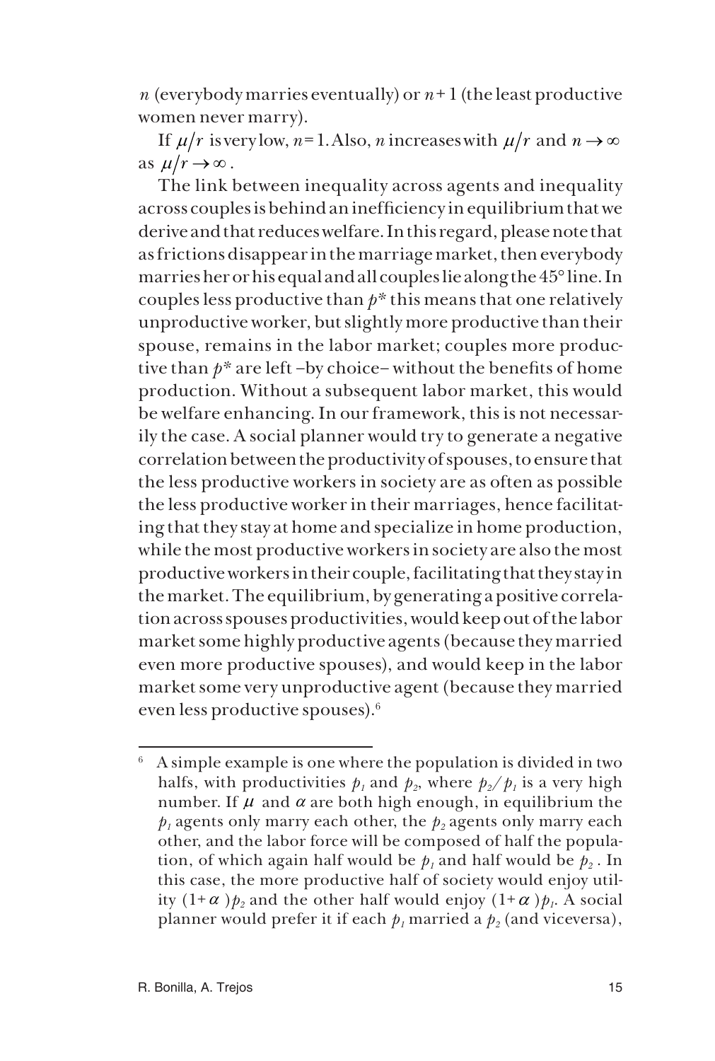$n$ (everybody marries eventually) or $n+1$ (the least productive women never marry).

If $\mu/r$ is very low, $n=1$. Also, $n$ increases with $\mu/r$ and $n \to \infty$ as $\mu/r \to \infty$.

The link between inequality across agents and inequality across couples is behind an inefficiency in equilibrium that we derive and that reduces welfare. In this regard, please note that as frictions disappear in the marriage market, then everybody marries her or his equal and all couples lie along the 45° line. In couples less productive than $p^*$ this means that one relatively unproductive worker, but slightly more productive than their spouse, remains in the labor market; couples more productive than $p^*$ are left –by choice– without the benefits of home production. Without a subsequent labor market, this would be welfare enhancing. In our framework, this is not necessarily the case. A social planner would try to generate a negative correlation between the productivity of spouses, to ensure that the less productive workers in society are as often as possible the less productive worker in their marriages, hence facilitating that they stay at home and specialize in home production, while the most productive workers in society are also the most productive workers in their couple, facilitating that they stay in the market. The equilibrium, by generating a positive correlation across spouses productivities, would keep out of the labor market some highly productive agents (because they married even more productive spouses), and would keep in the labor market some very unproductive agent (because they married even less productive spouses).[6]

---

[6] A simple example is one where the population is divided in two halfs, with productivities $p_1$ and $p_2$, where $p_2/p_1$ is a very high number. If $\mu$ and $\alpha$ are both high enough, in equilibrium the $p_1$ agents only marry each other, the $p_2$ agents only marry each other, and the labor force will be composed of half the population, of which again half would be $p_1$ and half would be $p_2$. In this case, the more productive half of society would enjoy utility $(1+\alpha)p_2$ and the other half would enjoy $(1+\alpha)p_1$. A social planner would prefer it if each $p_1$ married a $p_2$ (and viceversa),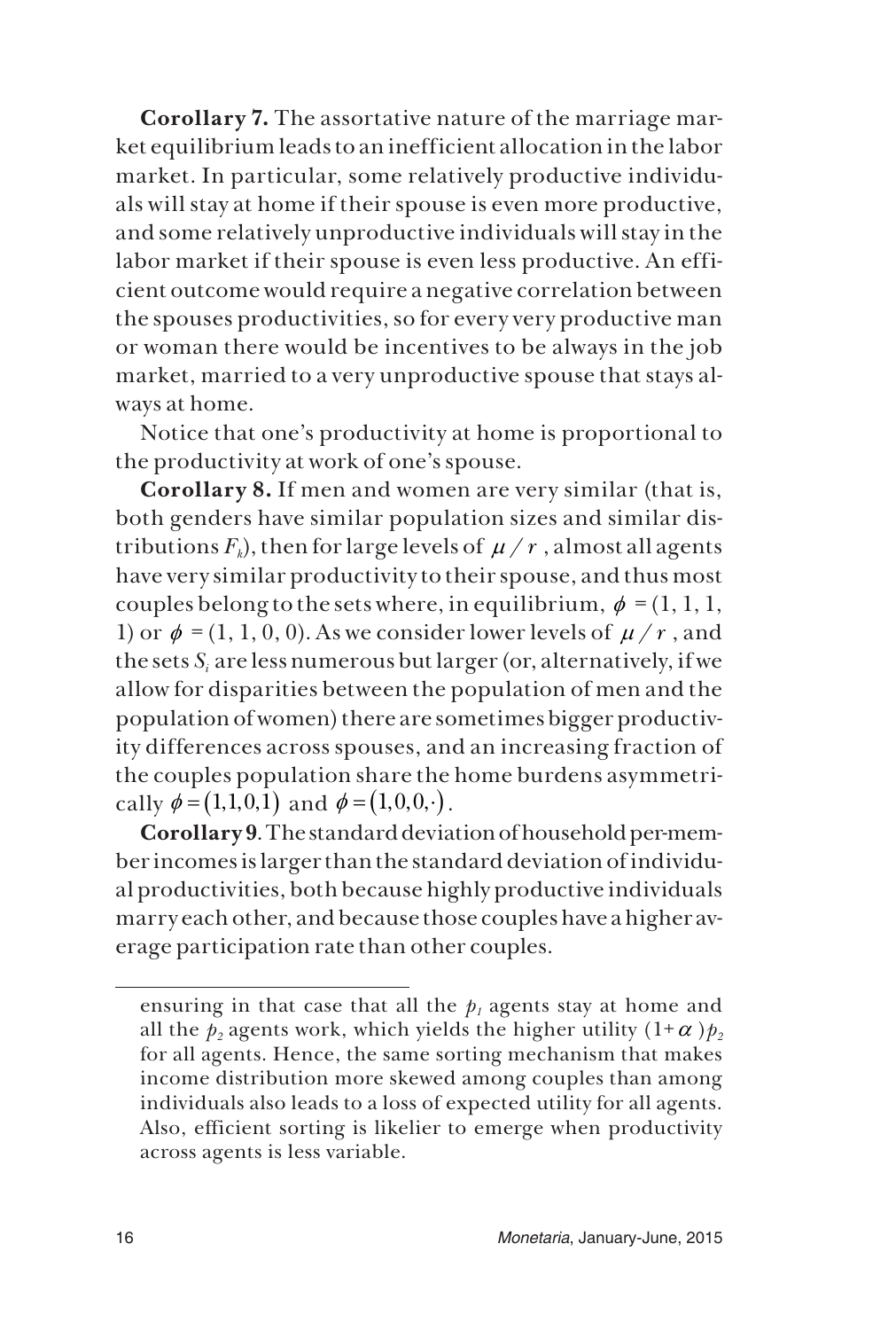**Corollary 7.** The assortative nature of the marriage market equilibrium leads to an inefficient allocation in the labor market. In particular, some relatively productive individuals will stay at home if their spouse is even more productive, and some relatively unproductive individuals will stay in the labor market if their spouse is even less productive. An efficient outcome would require a negative correlation between the spouses productivities, so for every very productive man or woman there would be incentives to be always in the job market, married to a very unproductive spouse that stays always at home.

Notice that one's productivity at home is proportional to the productivity at work of one's spouse.

**Corollary 8.** If men and women are very similar (that is, both genders have similar population sizes and similar distributions $F_k$), then for large levels of $\mu / r$, almost all agents have very similar productivity to their spouse, and thus most couples belong to the sets where, in equilibrium, $\phi = (1, 1, 1, 1)$ or $\phi = (1, 1, 0, 0)$. As we consider lower levels of $\mu / r$, and the sets $S_i$ are less numerous but larger (or, alternatively, if we allow for disparities between the population of men and the population of women) there are sometimes bigger productivity differences across spouses, and an increasing fraction of the couples population share the home burdens asymmetrically $\phi = (1,1,0,1)$ and $\phi = (1,0,0,\cdot)$.

**Corollary 9**. The standard deviation of household per-member incomes is larger than the standard deviation of individual productivities, both because highly productive individuals marry each other, and because those couples have a higher average participation rate than other couples.

---

ensuring in that case that all the $p_1$ agents stay at home and all the $p_2$ agents work, which yields the higher utility $(1+\alpha)p_2$ for all agents. Hence, the same sorting mechanism that makes income distribution more skewed among couples than among individuals also leads to a loss of expected utility for all agents. Also, efficient sorting is likelier to emerge when productivity across agents is less variable.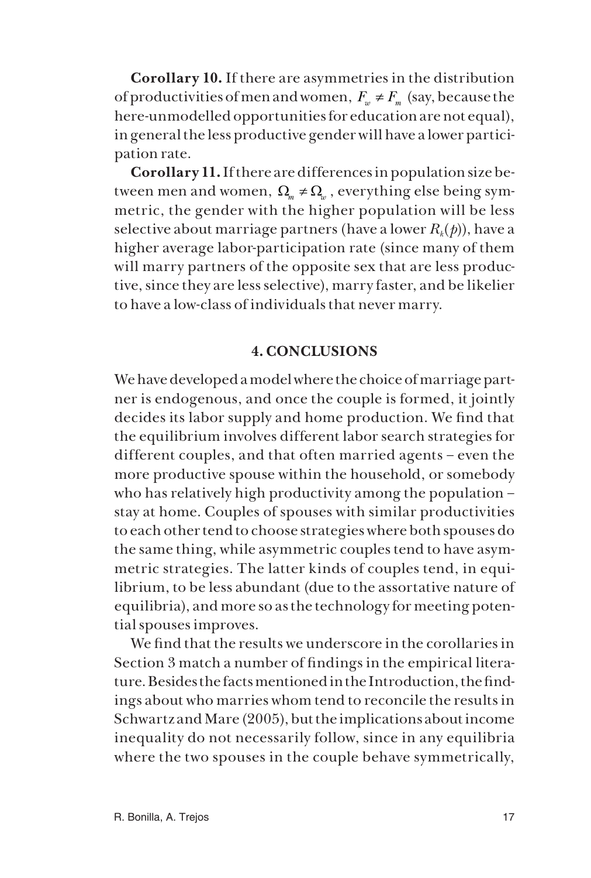**Corollary 10.** If there are asymmetries in the distribution of productivities of men and women, $F_w \neq F_m$ (say, because the here-unmodelled opportunities for education are not equal), in general the less productive gender will have a lower participation rate.

**Corollary 11.** If there are differences in population size between men and women, $\Omega_m \neq \Omega_w$, everything else being symmetric, the gender with the higher population will be less selective about marriage partners (have a lower $R_k(p)$), have a higher average labor-participation rate (since many of them will marry partners of the opposite sex that are less productive, since they are less selective), marry faster, and be likelier to have a low-class of individuals that never marry.

## 4. CONCLUSIONS

We have developed a model where the choice of marriage partner is endogenous, and once the couple is formed, it jointly decides its labor supply and home production. We find that the equilibrium involves different labor search strategies for different couples, and that often married agents – even the more productive spouse within the household, or somebody who has relatively high productivity among the population – stay at home. Couples of spouses with similar productivities to each other tend to choose strategies where both spouses do the same thing, while asymmetric couples tend to have asymmetric strategies. The latter kinds of couples tend, in equilibrium, to be less abundant (due to the assortative nature of equilibria), and more so as the technology for meeting potential spouses improves.

We find that the results we underscore in the corollaries in Section 3 match a number of findings in the empirical literature. Besides the facts mentioned in the Introduction, the findings about who marries whom tend to reconcile the results in Schwartz and Mare (2005), but the implications about income inequality do not necessarily follow, since in any equilibria where the two spouses in the couple behave symmetrically,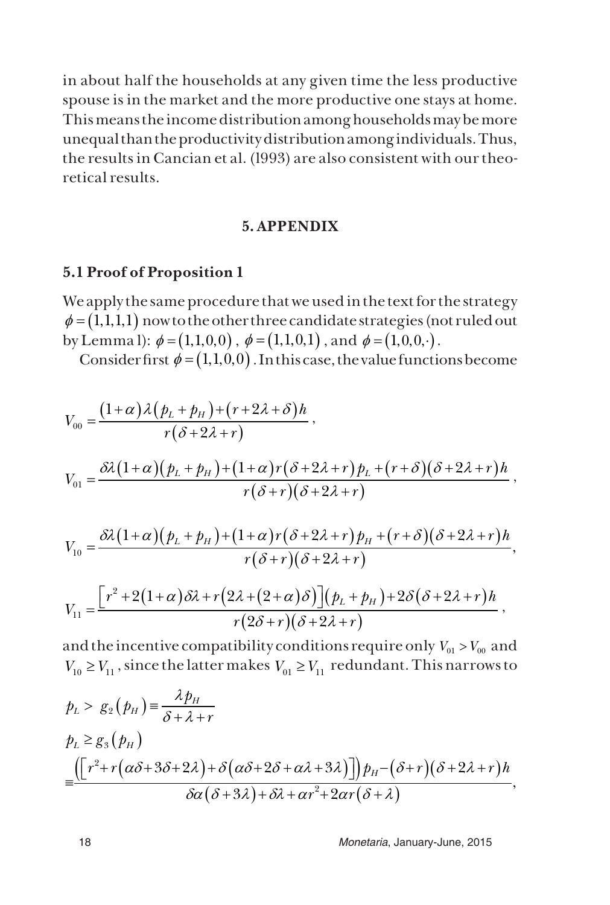in about half the households at any given time the less productive spouse is in the market and the more productive one stays at home. This means the income distribution among households may be more unequal than the productivity distribution among individuals. Thus, the results in Cancian et al. (1993) are also consistent with our theoretical results.

## 5. APPENDIX

### 5.1 Proof of Proposition 1

We apply the same procedure that we used in the text for the strategy $\phi = (1,1,1,1)$ now to the other three candidate strategies (not ruled out by Lemma 1): $\phi = (1,1,0,0)$, $\phi = (1,1,0,1)$, and $\phi = (1,0,0,\cdot)$.

Consider first $\phi = (1,1,0,0)$. In this case, the value functions become

$$V_{00} = \frac{(1+\alpha)\lambda(p_L + p_H) + (r+2\lambda+\delta)h}{r(\delta+2\lambda+r)},$$

$$V_{01} = \frac{\delta\lambda(1+\alpha)(p_L+p_H) + (1+\alpha)r(\delta+2\lambda+r)p_L + (r+\delta)(\delta+2\lambda+r)h}{r(\delta+r)(\delta+2\lambda+r)},$$

$$V_{10} = \frac{\delta\lambda(1+\alpha)(p_L+p_H) + (1+\alpha)r(\delta+2\lambda+r)p_H + (r+\delta)(\delta+2\lambda+r)h}{r(\delta+r)(\delta+2\lambda+r)},$$

$$V_{11} = \frac{\left[r^2 + 2(1+\alpha)\delta\lambda + r(2\lambda+(2+\alpha)\delta)\right](p_L+p_H) + 2\delta(\delta+2\lambda+r)h}{r(2\delta+r)(\delta+2\lambda+r)},$$

and the incentive compatibility conditions require only $V_{01} > V_{00}$ and $V_{10} \geq V_{11}$, since the latter makes $V_{01} \geq V_{11}$ redundant. This narrows to

$$p_L > g_2(p_H) \equiv \frac{\lambda p_H}{\delta+\lambda+r}$$

$$p_L \geq g_3(p_H)$$

$$\equiv \frac{\left(\left[r^2 + r(\alpha\delta+3\delta+2\lambda) + \delta(\alpha\delta+2\delta+\alpha\lambda+3\lambda)\right]\right)p_H - (\delta+r)(\delta+2\lambda+r)h}{\delta\alpha(\delta+3\lambda) + \delta\lambda + \alpha r^2 + 2\alpha r(\delta+\lambda)},$$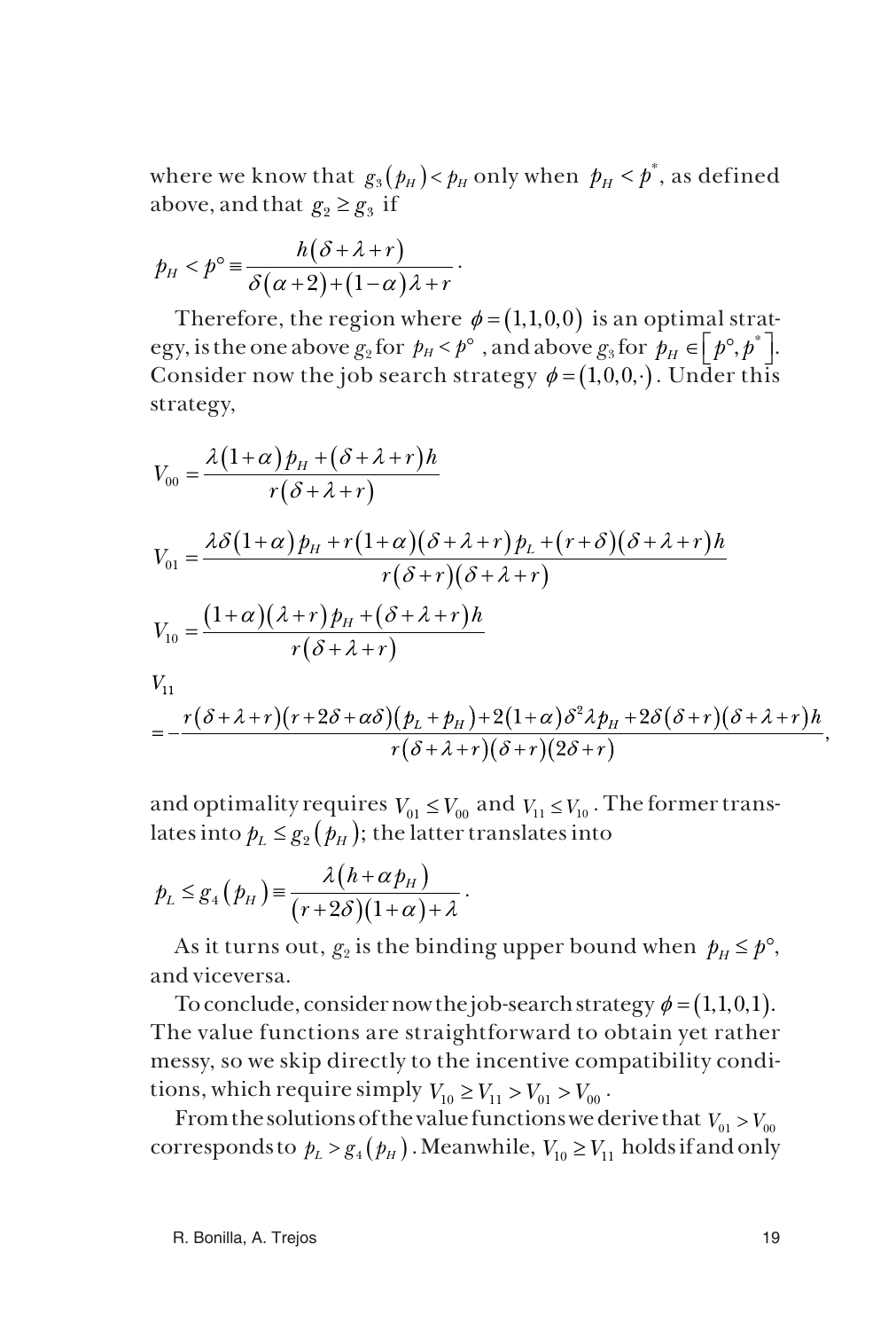where we know that $g_3(p_H) < p_H$ only when $p_H < p^*$, as defined above, and that $g_2 \geq g_3$ if

$$p_H < p^\circ \equiv \frac{h(\delta+\lambda+r)}{\delta(\alpha+2)+(1-\alpha)\lambda+r}.$$

Therefore, the region where $\phi=(1,1,0,0)$ is an optimal strategy, is the one above $g_2$ for $p_H < p^\circ$, and above $g_3$ for $p_H \in \left[p^\circ, p^*\right]$. Consider now the job search strategy $\phi=(1,0,0,\cdot)$. Under this strategy,

$$V_{00} = \frac{\lambda(1+\alpha)p_H + (\delta+\lambda+r)h}{r(\delta+\lambda+r)}$$

$$V_{01} = \frac{\lambda\delta(1+\alpha)p_H + r(1+\alpha)(\delta+\lambda+r)p_L + (r+\delta)(\delta+\lambda+r)h}{r(\delta+r)(\delta+\lambda+r)}$$

$$V_{10} = \frac{(1+\alpha)(\lambda+r)p_H + (\delta+\lambda+r)h}{r(\delta+\lambda+r)}$$

$$V_{11} = -\frac{r(\delta+\lambda+r)(r+2\delta+\alpha\delta)(p_L+p_H) + 2(1+\alpha)\delta^2\lambda p_H + 2\delta(\delta+r)(\delta+\lambda+r)h}{r(\delta+\lambda+r)(\delta+r)(2\delta+r)},$$

and optimality requires $V_{01} \leq V_{00}$ and $V_{11} \leq V_{10}$. The former translates into $p_L \leq g_2(p_H)$; the latter translates into

$$p_L \leq g_4(p_H) \equiv \frac{\lambda(h+\alpha p_H)}{(r+2\delta)(1+\alpha)+\lambda}.$$

As it turns out, $g_2$ is the binding upper bound when $p_H \leq p^\circ$, and viceversa.

To conclude, consider now the job-search strategy $\phi=(1,1,0,1)$. The value functions are straightforward to obtain yet rather messy, so we skip directly to the incentive compatibility conditions, which require simply $V_{10} \geq V_{11} > V_{01} > V_{00}$.

From the solutions of the value functions we derive that $V_{01} > V_{00}$ corresponds to $p_L > g_4(p_H)$. Meanwhile, $V_{10} \geq V_{11}$ holds if and only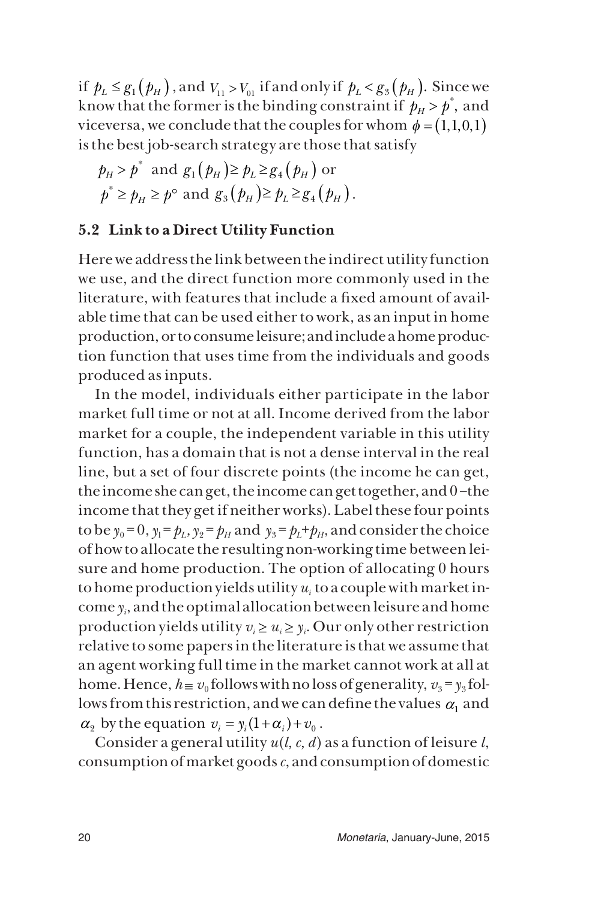if $p_L \leq g_1(p_H)$, and $V_{11} > V_{01}$ if and only if $p_L < g_3(p_H)$. Since we know that the former is the binding constraint if $p_H > p^*$, and viceversa, we conclude that the couples for whom $\phi = (1,1,0,1)$ is the best job-search strategy are those that satisfy

$$p_H > p^* \text{ and } g_1(p_H) \geq p_L \geq g_4(p_H) \text{ or}$$
$$p^* \geq p_H \geq p^\circ \text{ and } g_3(p_H) \geq p_L \geq g_4(p_H).$$

## 5.2 Link to a Direct Utility Function

Here we address the link between the indirect utility function we use, and the direct function more commonly used in the literature, with features that include a fixed amount of available time that can be used either to work, as an input in home production, or to consume leisure; and include a home production function that uses time from the individuals and goods produced as inputs.

In the model, individuals either participate in the labor market full time or not at all. Income derived from the labor market for a couple, the independent variable in this utility function, has a domain that is not a dense interval in the real line, but a set of four discrete points (the income he can get, the income she can get, the income can get together, and 0 –the income that they get if neither works). Label these four points to be $y_0 = 0$, $y_1 = p_L$, $y_2 = p_H$ and $y_3 = p_L + p_H$, and consider the choice of how to allocate the resulting non-working time between leisure and home production. The option of allocating 0 hours to home production yields utility $u_i$ to a couple with market income $y_i$, and the optimal allocation between leisure and home production yields utility $v_i \geq u_i \geq y_i$. Our only other restriction relative to some papers in the literature is that we assume that an agent working full time in the market cannot work at all at home. Hence, $h \equiv v_0$ follows with no loss of generality, $v_3 = y_3$ follows from this restriction, and we can define the values $\alpha_1$ and $\alpha_2$ by the equation $v_i = y_i(1+\alpha_i) + v_0$.

Consider a general utility $u(l, c, d)$ as a function of leisure $l$, consumption of market goods $c$, and consumption of domestic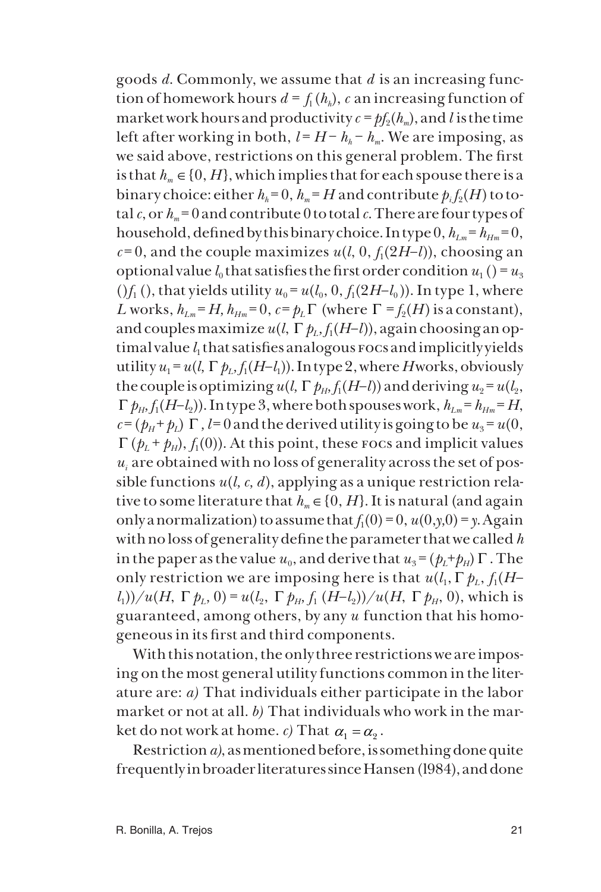goods $d$. Commonly, we assume that $d$ is an increasing function of homework hours $d = f_1(h_h)$, $c$ an increasing function of market work hours and productivity $c = pf_2(h_m)$, and $l$ is the time left after working in both, $l = H - h_h - h_m$. We are imposing, as we said above, restrictions on this general problem. The first is that $h_m \in \{0, H\}$, which implies that for each spouse there is a binary choice: either $h_h = 0$, $h_m = H$ and contribute $p_i f_2(H)$ to total $c$, or $h_m = 0$ and contribute 0 to total $c$. There are four types of household, defined by this binary choice. In type 0, $h_{Lm} = h_{Hm} = 0$, $c = 0$, and the couple maximizes $u(l, 0, f_1(2H–l))$, choosing an optional value $l_0$ that satisfies the first order condition $u_1() = u_3()f_1()$, that yields utility $u_0 = u(l_0, 0, f_1(2H–l_0))$. In type 1, where $L$ works, $h_{Lm} = H$, $h_{Hm} = 0$, $c = p_L \Gamma$ (where $\Gamma = f_2(H)$ is a constant), and couples maximize $u(l, \Gamma p_L, f_1(H–l))$, again choosing an optimal value $l_1$ that satisfies analogous FOCs and implicitly yields utility $u_1 = u(l, \Gamma p_L, f_1(H–l_1))$. In type 2, where $H$ works, obviously the couple is optimizing $u(l, \Gamma p_H, f_1(H–l))$ and deriving $u_2 = u(l_2, \Gamma p_H, f_1(H–l_2))$. In type 3, where both spouses work, $h_{Lm} = h_{Hm} = H$, $c = (p_H + p_L)\ \Gamma$, $l = 0$ and the derived utility is going to be $u_3 = u(0, \Gamma(p_L + p_H), f_1(0))$. At this point, these FOCs and implicit values $u_i$ are obtained with no loss of generality across the set of possible functions $u(l, c, d)$, applying as a unique restriction relative to some literature that $h_m \in \{0, H\}$. It is natural (and again only a normalization) to assume that $f_1(0) = 0$, $u(0,y,0) = y$. Again with no loss of generality define the parameter that we called $h$ in the paper as the value $u_0$, and derive that $u_3 = (p_L + p_H)\ \Gamma$. The only restriction we are imposing here is that $u(l_1, \Gamma p_L, f_1(H–l_1))/u(H, \Gamma p_L, 0) = u(l_2, \Gamma p_H, f_1(H–l_2))/u(H, \Gamma p_H, 0)$, which is guaranteed, among others, by any $u$ function that his homogeneous in its first and third components.

With this notation, the only three restrictions we are imposing on the most general utility functions common in the literature are: *a)* That individuals either participate in the labor market or not at all. *b)* That individuals who work in the market do not work at home. *c)* That $\alpha_1 = \alpha_2$.

Restriction *a)*, as mentioned before, is something done quite frequently in broader literatures since Hansen (1984), and done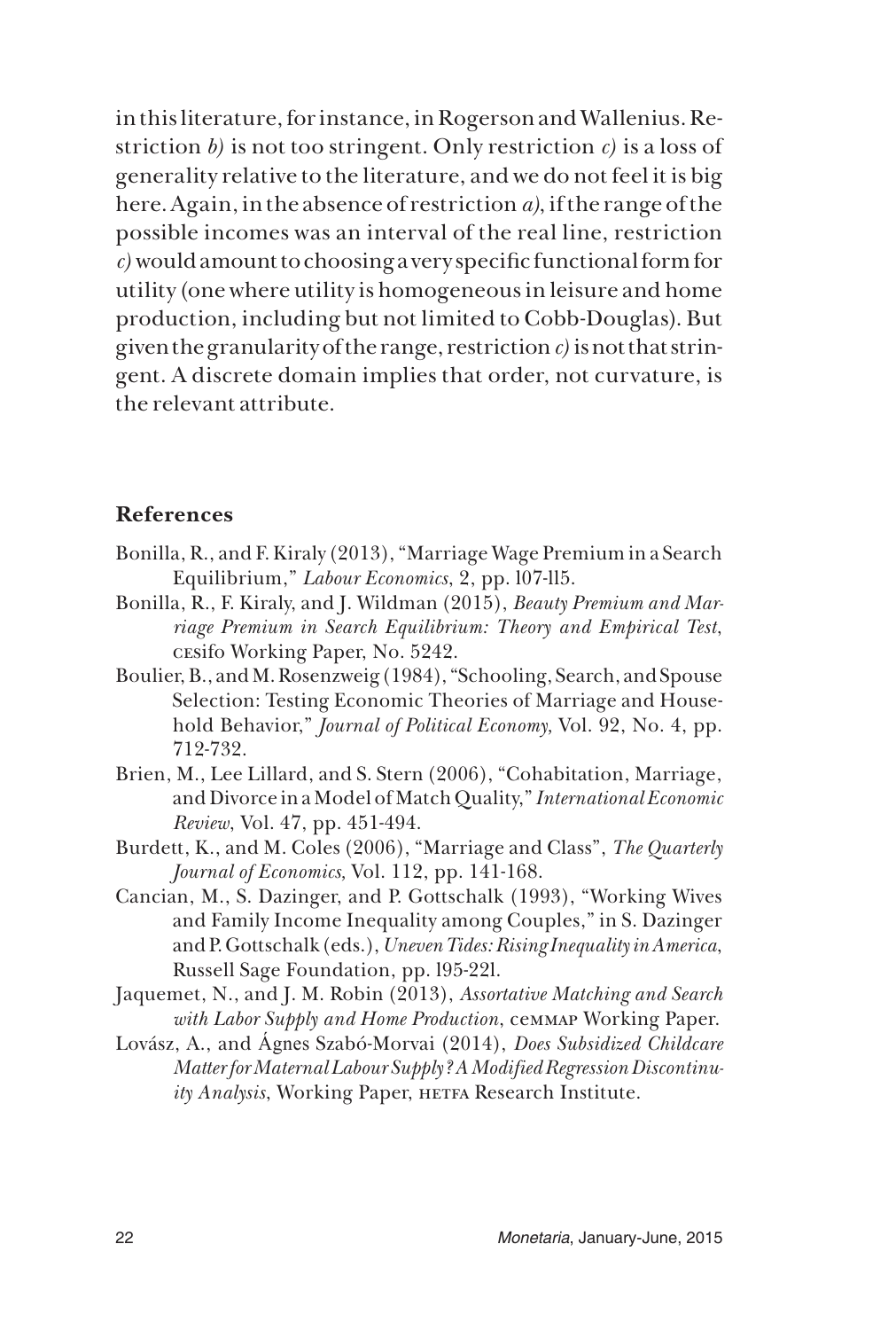in this literature, for instance, in Rogerson and Wallenius. Restriction *b)* is not too stringent. Only restriction *c)* is a loss of generality relative to the literature, and we do not feel it is big here. Again, in the absence of restriction *a)*, if the range of the possible incomes was an interval of the real line, restriction *c)* would amount to choosing a very specific functional form for utility (one where utility is homogeneous in leisure and home production, including but not limited to Cobb-Douglas). But given the granularity of the range, restriction *c)* is not that stringent. A discrete domain implies that order, not curvature, is the relevant attribute.

## References

Bonilla, R., and F. Kiraly (2013), "Marriage Wage Premium in a Search Equilibrium," *Labour Economics*, 2, pp. 107-115.

Bonilla, R., F. Kiraly, and J. Wildman (2015), *Beauty Premium and Marriage Premium in Search Equilibrium: Theory and Empirical Test*, cesifo Working Paper, No. 5242.

Boulier, B., and M. Rosenzweig (1984), "Schooling, Search, and Spouse Selection: Testing Economic Theories of Marriage and Household Behavior," *Journal of Political Economy*, Vol. 92, No. 4, pp. 712-732.

Brien, M., Lee Lillard, and S. Stern (2006), "Cohabitation, Marriage, and Divorce in a Model of Match Quality," *International Economic Review*, Vol. 47, pp. 451-494.

Burdett, K., and M. Coles (2006), "Marriage and Class", *The Quarterly Journal of Economics*, Vol. 112, pp. 141-168.

Cancian, M., S. Dazinger, and P. Gottschalk (1993), "Working Wives and Family Income Inequality among Couples," in S. Dazinger and P. Gottschalk (eds.), *Uneven Tides: Rising Inequality in America*, Russell Sage Foundation, pp. 195-221.

Jaquemet, N., and J. M. Robin (2013), *Assortative Matching and Search with Labor Supply and Home Production*, cemmap Working Paper.

Lovász, A., and Ágnes Szabó-Morvai (2014), *Does Subsidized Childcare Matter for Maternal Labour Supply? A Modified Regression Discontinuity Analysis*, Working Paper, hetfa Research Institute.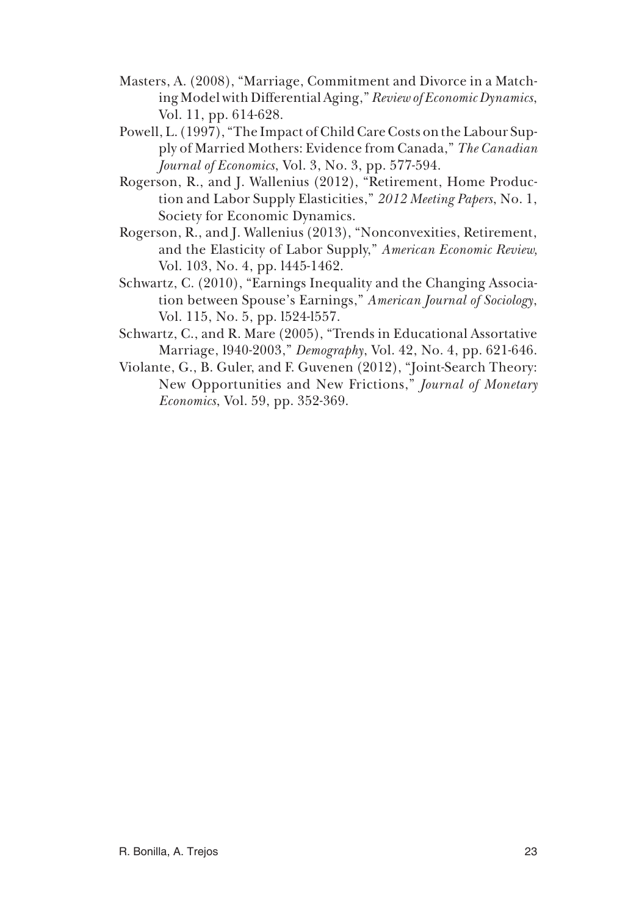Masters, A. (2008), "Marriage, Commitment and Divorce in a Matching Model with Differential Aging," *Review of Economic Dynamics*, Vol. 11, pp. 614-628.

Powell, L. (1997), "The Impact of Child Care Costs on the Labour Supply of Married Mothers: Evidence from Canada," *The Canadian Journal of Economics*, Vol. 3, No. 3, pp. 577-594.

Rogerson, R., and J. Wallenius (2012), "Retirement, Home Production and Labor Supply Elasticities," *2012 Meeting Papers*, No. 1, Society for Economic Dynamics.

Rogerson, R., and J. Wallenius (2013), "Nonconvexities, Retirement, and the Elasticity of Labor Supply," *American Economic Review,* Vol. 103, No. 4, pp. 1445-1462.

Schwartz, C. (2010), "Earnings Inequality and the Changing Association between Spouse's Earnings," *American Journal of Sociology*, Vol. 115, No. 5, pp. 1524-1557.

Schwartz, C., and R. Mare (2005), "Trends in Educational Assortative Marriage, 1940-2003," *Demography*, Vol. 42, No. 4, pp. 621-646.

Violante, G., B. Guler, and F. Guvenen (2012), "Joint-Search Theory: New Opportunities and New Frictions," *Journal of Monetary Economics*, Vol. 59, pp. 352-369.